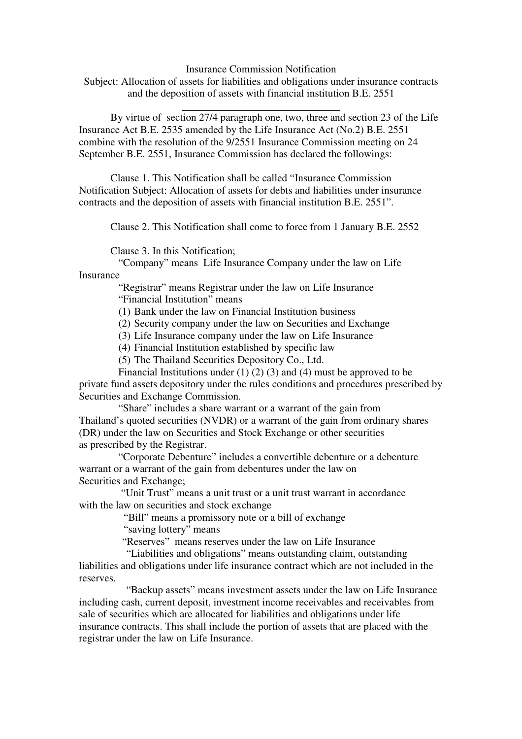Insurance Commission Notification

Subject: Allocation of assets for liabilities and obligations under insurance contracts and the deposition of assets with financial institution B.E. 2551

---

By virtue of section 27/4 paragraph one, two, three and section 23 of the Life Insurance Act B.E. 2535 amended by the Life Insurance Act (No.2) B.E. 2551 combine with the resolution of the 9/2551 Insurance Commission meeting on 24 September B.E. 2551, Insurance Commission has declared the followings:

Clause 1. This Notification shall be called "Insurance Commission Notification Subject: Allocation of assets for debts and liabilities under insurance contracts and the deposition of assets with financial institution B.E. 2551".

Clause 2. This Notification shall come to force from 1 January B.E. 2552

Clause 3. In this Notification;

"Company" means Life Insurance Company under the law on Life Insurance

"Registrar" means Registrar under the law on Life Insurance

"Financial Institution" means

(1) Bank under the law on Financial Institution business

(2) Security company under the law on Securities and Exchange

(3) Life Insurance company under the law on Life Insurance

(4) Financial Institution established by specific law

(5) The Thailand Securities Depository Co., Ltd.

Financial Institutions under (1) (2) (3) and (4) must be approved to be private fund assets depository under the rules conditions and procedures prescribed by Securities and Exchange Commission.

"Share" includes a share warrant or a warrant of the gain from Thailand's quoted securities (NVDR) or a warrant of the gain from ordinary shares (DR) under the law on Securities and Stock Exchange or other securities as prescribed by the Registrar.

"Corporate Debenture" includes a convertible debenture or a debenture warrant or a warrant of the gain from debentures under the law on Securities and Exchange;

"Unit Trust" means a unit trust or a unit trust warrant in accordance with the law on securities and stock exchange

"Bill" means a promissory note or a bill of exchange

"saving lottery" means

"Reserves" means reserves under the law on Life Insurance

"Liabilities and obligations" means outstanding claim, outstanding liabilities and obligations under life insurance contract which are not included in the reserves.

"Backup assets" means investment assets under the law on Life Insurance including cash, current deposit, investment income receivables and receivables from sale of securities which are allocated for liabilities and obligations under life insurance contracts. This shall include the portion of assets that are placed with the registrar under the law on Life Insurance.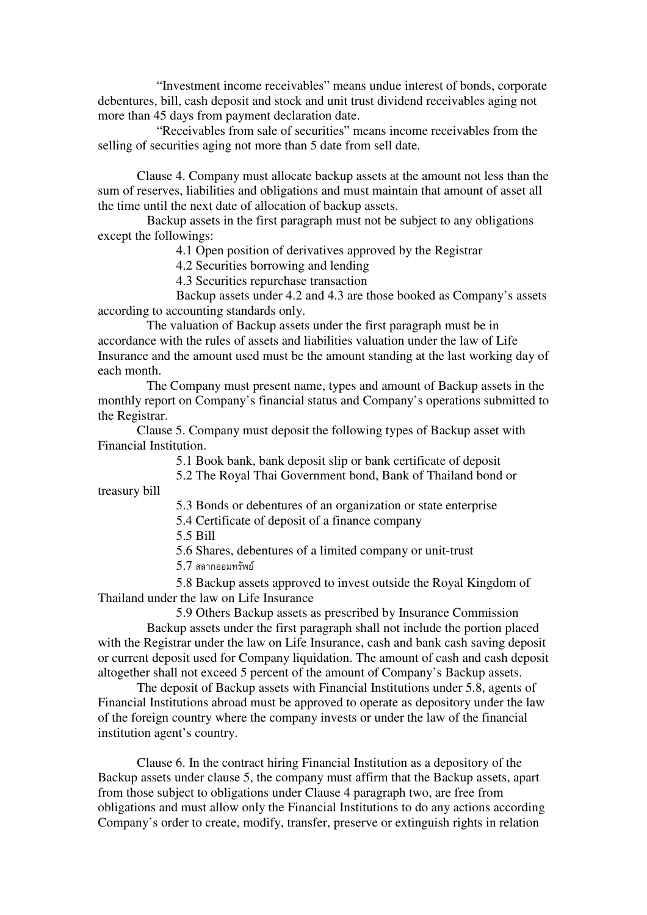"Investment income receivables" means undue interest of bonds, corporate debentures, bill, cash deposit and stock and unit trust dividend receivables aging not more than 45 days from payment declaration date.

"Receivables from sale of securities" means income receivables from the selling of securities aging not more than 5 date from sell date.

Clause 4. Company must allocate backup assets at the amount not less than the sum of reserves, liabilities and obligations and must maintain that amount of asset all the time until the next date of allocation of backup assets.

Backup assets in the first paragraph must not be subject to any obligations except the followings:

4.1 Open position of derivatives approved by the Registrar

4.2 Securities borrowing and lending

4.3 Securities repurchase transaction

Backup assets under 4.2 and 4.3 are those booked as Company's assets according to accounting standards only.

The valuation of Backup assets under the first paragraph must be in accordance with the rules of assets and liabilities valuation under the law of Life Insurance and the amount used must be the amount standing at the last working day of each month.

The Company must present name, types and amount of Backup assets in the monthly report on Company's financial status and Company's operations submitted to the Registrar.

Clause 5. Company must deposit the following types of Backup asset with Financial Institution.

5.1 Book bank, bank deposit slip or bank certificate of deposit

5.2 The Royal Thai Government bond, Bank of Thailand bond or treasury bill

5.3 Bonds or debentures of an organization or state enterprise

5.4 Certificate of deposit of a finance company

5.5 Bill

5.6 Shares, debentures of a limited company or unit-trust

5.7 สลากออมทรัพย์

5.8 Backup assets approved to invest outside the Royal Kingdom of Thailand under the law on Life Insurance

5.9 Others Backup assets as prescribed by Insurance Commission

Backup assets under the first paragraph shall not include the portion placed with the Registrar under the law on Life Insurance, cash and bank cash saving deposit or current deposit used for Company liquidation. The amount of cash and cash deposit altogether shall not exceed 5 percent of the amount of Company's Backup assets.

The deposit of Backup assets with Financial Institutions under 5.8, agents of Financial Institutions abroad must be approved to operate as depository under the law of the foreign country where the company invests or under the law of the financial institution agent's country.

Clause 6. In the contract hiring Financial Institution as a depository of the Backup assets under clause 5, the company must affirm that the Backup assets, apart from those subject to obligations under Clause 4 paragraph two, are free from obligations and must allow only the Financial Institutions to do any actions according Company's order to create, modify, transfer, preserve or extinguish rights in relation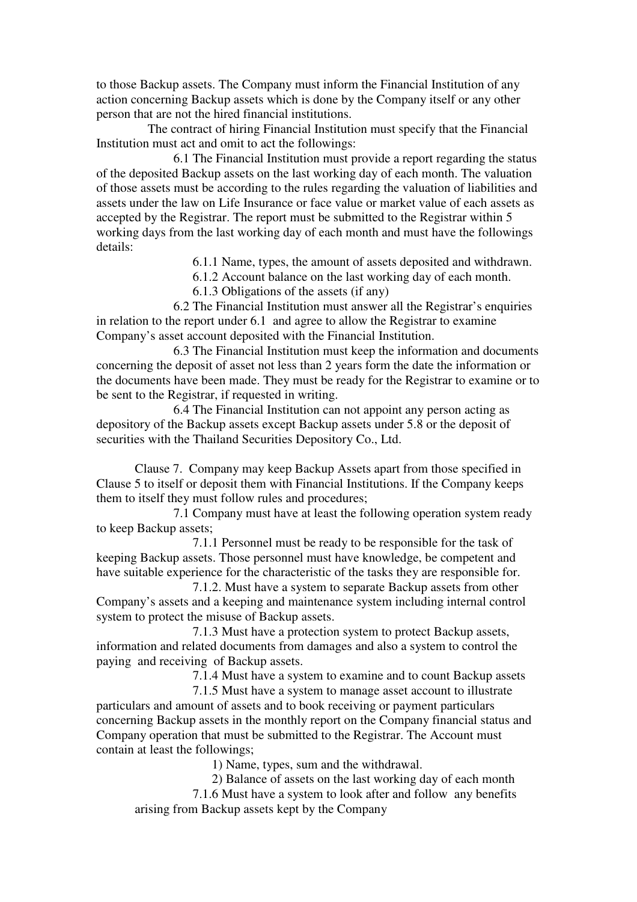to those Backup assets. The Company must inform the Financial Institution of any action concerning Backup assets which is done by the Company itself or any other person that are not the hired financial institutions.

The contract of hiring Financial Institution must specify that the Financial Institution must act and omit to act the followings:

6.1 The Financial Institution must provide a report regarding the status of the deposited Backup assets on the last working day of each month. The valuation of those assets must be according to the rules regarding the valuation of liabilities and assets under the law on Life Insurance or face value or market value of each assets as accepted by the Registrar. The report must be submitted to the Registrar within 5 working days from the last working day of each month and must have the followings details:

6.1.1 Name, types, the amount of assets deposited and withdrawn.

6.1.2 Account balance on the last working day of each month.

6.1.3 Obligations of the assets (if any)

6.2 The Financial Institution must answer all the Registrar's enquiries in relation to the report under 6.1 and agree to allow the Registrar to examine Company's asset account deposited with the Financial Institution.

6.3 The Financial Institution must keep the information and documents concerning the deposit of asset not less than 2 years form the date the information or the documents have been made. They must be ready for the Registrar to examine or to be sent to the Registrar, if requested in writing.

6.4 The Financial Institution can not appoint any person acting as depository of the Backup assets except Backup assets under 5.8 or the deposit of securities with the Thailand Securities Depository Co., Ltd.

Clause 7. Company may keep Backup Assets apart from those specified in Clause 5 to itself or deposit them with Financial Institutions. If the Company keeps them to itself they must follow rules and procedures;

7.1 Company must have at least the following operation system ready to keep Backup assets;

7.1.1 Personnel must be ready to be responsible for the task of keeping Backup assets. Those personnel must have knowledge, be competent and have suitable experience for the characteristic of the tasks they are responsible for.

7.1.2. Must have a system to separate Backup assets from other Company's assets and a keeping and maintenance system including internal control system to protect the misuse of Backup assets.

7.1.3 Must have a protection system to protect Backup assets, information and related documents from damages and also a system to control the paying and receiving of Backup assets.

7.1.4 Must have a system to examine and to count Backup assets

7.1.5 Must have a system to manage asset account to illustrate particulars and amount of assets and to book receiving or payment particulars concerning Backup assets in the monthly report on the Company financial status and Company operation that must be submitted to the Registrar. The Account must contain at least the followings;

1) Name, types, sum and the withdrawal.

2) Balance of assets on the last working day of each month

7.1.6 Must have a system to look after and follow any benefits arising from Backup assets kept by the Company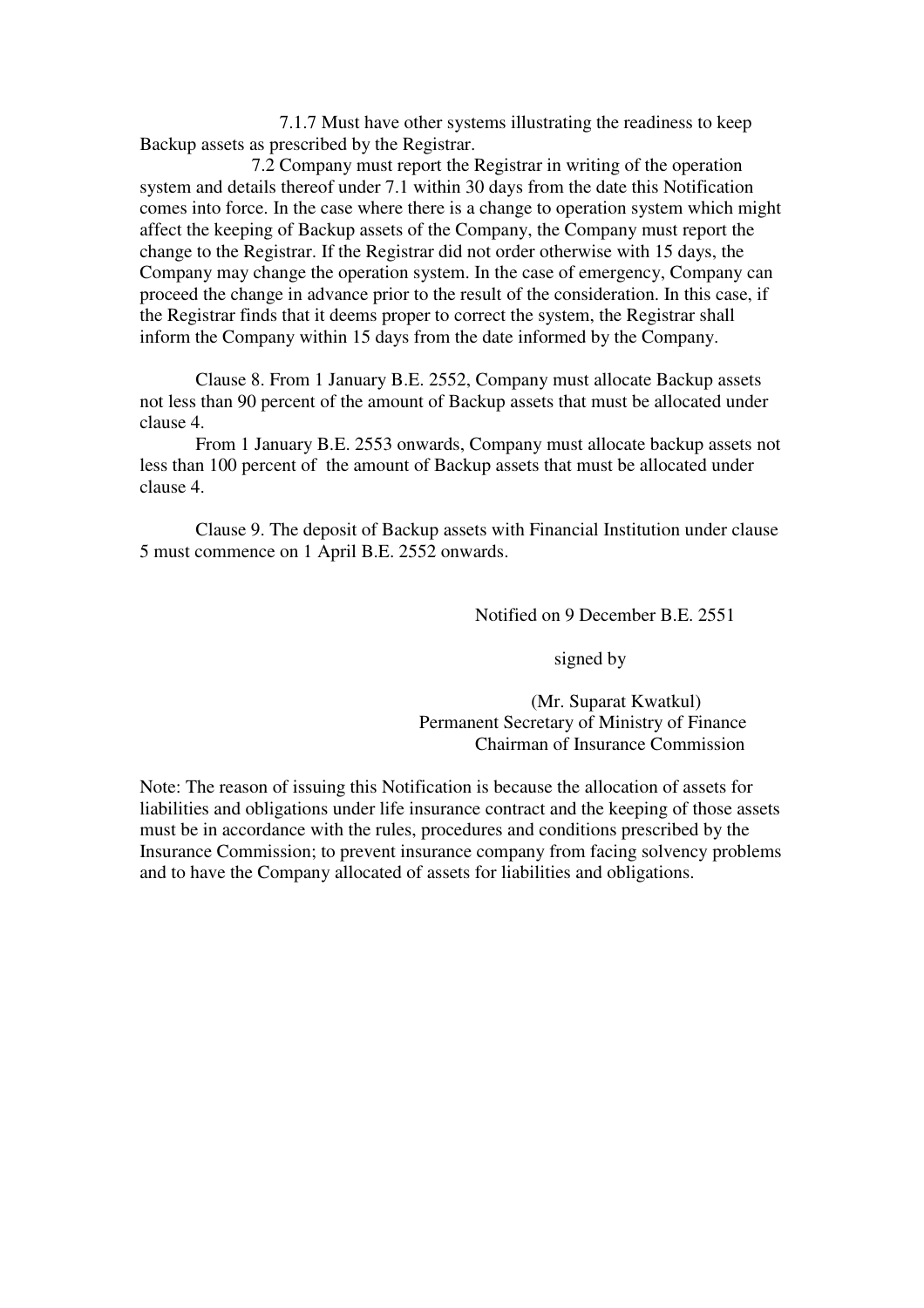7.1.7 Must have other systems illustrating the readiness to keep Backup assets as prescribed by the Registrar.

7.2 Company must report the Registrar in writing of the operation system and details thereof under 7.1 within 30 days from the date this Notification comes into force. In the case where there is a change to operation system which might affect the keeping of Backup assets of the Company, the Company must report the change to the Registrar. If the Registrar did not order otherwise with 15 days, the Company may change the operation system. In the case of emergency, Company can proceed the change in advance prior to the result of the consideration. In this case, if the Registrar finds that it deems proper to correct the system, the Registrar shall inform the Company within 15 days from the date informed by the Company.

Clause 8. From 1 January B.E. 2552, Company must allocate Backup assets not less than 90 percent of the amount of Backup assets that must be allocated under clause 4.

From 1 January B.E. 2553 onwards, Company must allocate backup assets not less than 100 percent of the amount of Backup assets that must be allocated under clause 4.

Clause 9. The deposit of Backup assets with Financial Institution under clause 5 must commence on 1 April B.E. 2552 onwards.

Notified on 9 December B.E. 2551

signed by

(Mr. Suparat Kwatkul)
Permanent Secretary of Ministry of Finance
Chairman of Insurance Commission

Note: The reason of issuing this Notification is because the allocation of assets for liabilities and obligations under life insurance contract and the keeping of those assets must be in accordance with the rules, procedures and conditions prescribed by the Insurance Commission; to prevent insurance company from facing solvency problems and to have the Company allocated of assets for liabilities and obligations.